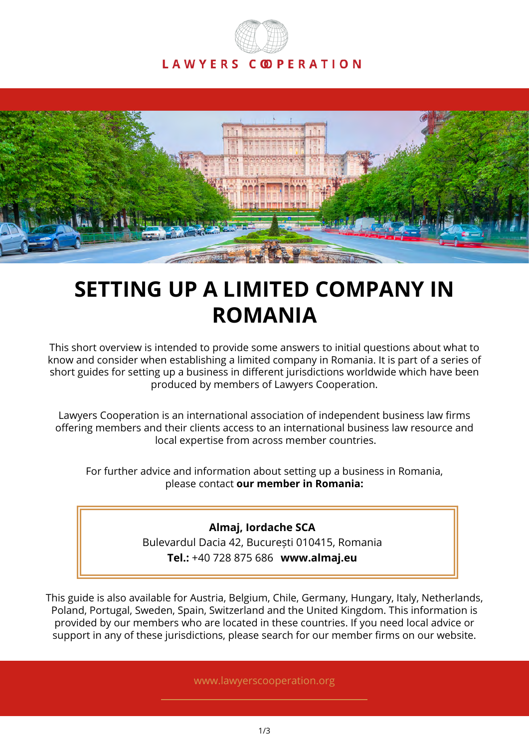LAWYERS COOPERATION

# SETTING UP A LIMITED COMPANY IN ROMANIA

This short overview is intended to provide some answers to initial questions about what to know and consider when establishing a limited company in Romania. It is part of a series of short guides for setting up a business in different jurisdictions worldwide which have been produced by members of Lawyers Cooperation.

Lawyers Cooperation is an international association of independent business law firms offering members and their clients access to an international business law resource and local expertise from across member countries.

For further advice and information about setting up a business in Romania, please contact **our member in Romania:**

**Almaj, Iordache SCA**
Bulevardul Dacia 42, București 010415, Romania
**Tel.:** +40 728 875 686 **www.almaj.eu**

This guide is also available for Austria, Belgium, Chile, Germany, Hungary, Italy, Netherlands, Poland, Portugal, Sweden, Spain, Switzerland and the United Kingdom. This information is provided by our members who are located in these countries. If you need local advice or support in any of these jurisdictions, please search for our member firms on our website.

www.lawyerscooperation.org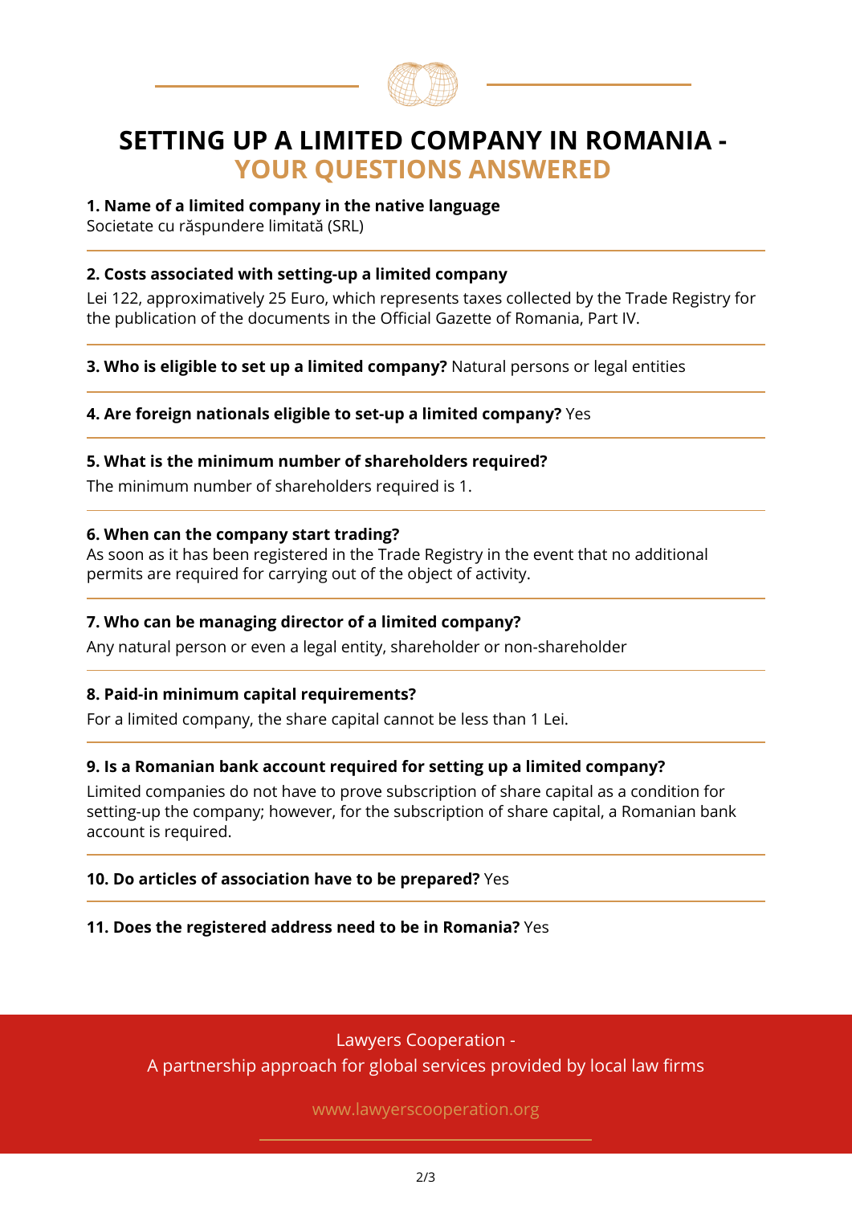# SETTING UP A LIMITED COMPANY IN ROMANIA - YOUR QUESTIONS ANSWERED

**1. Name of a limited company in the native language**
Societate cu răspundere limitată (SRL)

**2. Costs associated with setting-up a limited company**

Lei 122, approximatively 25 Euro, which represents taxes collected by the Trade Registry for the publication of the documents in the Official Gazette of Romania, Part IV.

**3. Who is eligible to set up a limited company?** Natural persons or legal entities

**4. Are foreign nationals eligible to set-up a limited company?** Yes

**5. What is the minimum number of shareholders required?**

The minimum number of shareholders required is 1.

**6. When can the company start trading?**
As soon as it has been registered in the Trade Registry in the event that no additional permits are required for carrying out of the object of activity.

**7. Who can be managing director of a limited company?**

Any natural person or even a legal entity, shareholder or non-shareholder

**8. Paid-in minimum capital requirements?**

For a limited company, the share capital cannot be less than 1 Lei.

**9. Is a Romanian bank account required for setting up a limited company?**

Limited companies do not have to prove subscription of share capital as a condition for setting-up the company; however, for the subscription of share capital, a Romanian bank account is required.

**10. Do articles of association have to be prepared?** Yes

**11. Does the registered address need to be in Romania?** Yes

Lawyers Cooperation -
A partnership approach for global services provided by local law firms

www.lawyerscooperation.org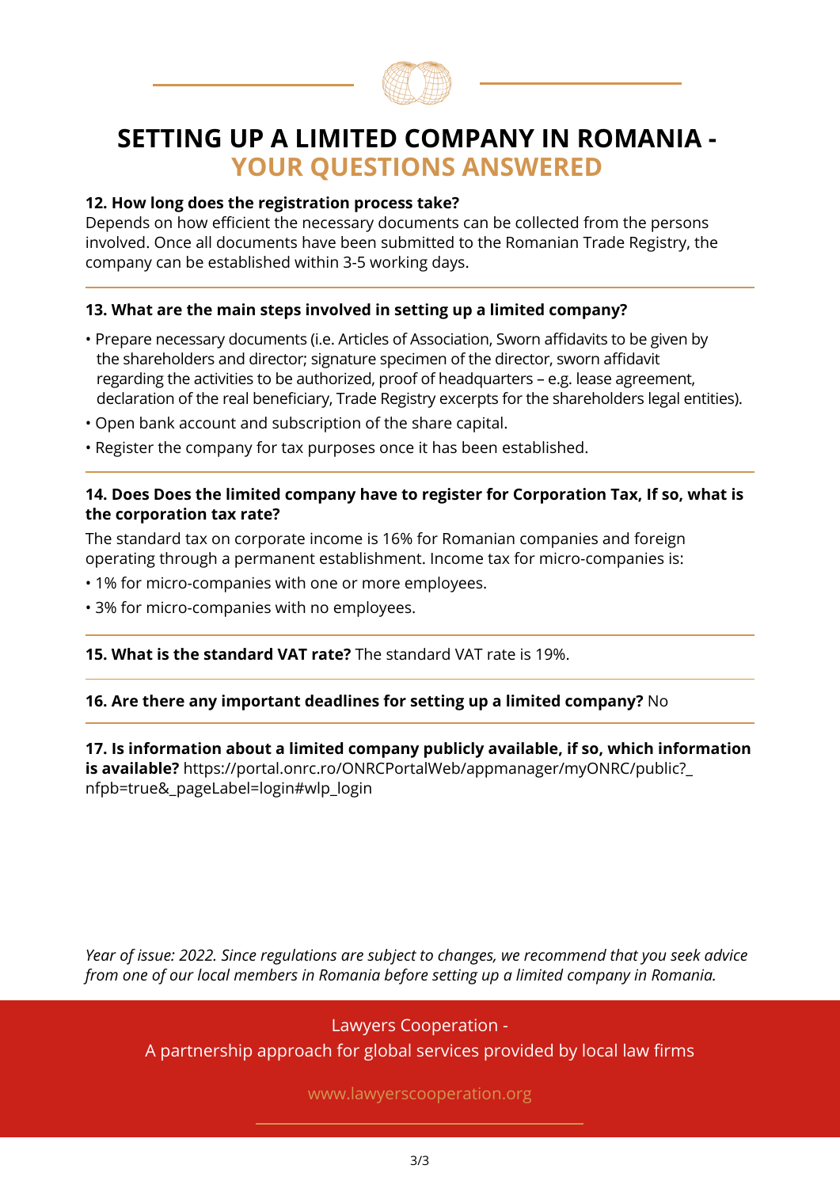# SETTING UP A LIMITED COMPANY IN ROMANIA - YOUR QUESTIONS ANSWERED

**12. How long does the registration process take?**
Depends on how efficient the necessary documents can be collected from the persons involved. Once all documents have been submitted to the Romanian Trade Registry, the company can be established within 3-5 working days.

**13. What are the main steps involved in setting up a limited company?**

- Prepare necessary documents (i.e. Articles of Association, Sworn affidavits to be given by the shareholders and director; signature specimen of the director, sworn affidavit regarding the activities to be authorized, proof of headquarters – e.g. lease agreement, declaration of the real beneficiary, Trade Registry excerpts for the shareholders legal entities).
- Open bank account and subscription of the share capital.
- Register the company for tax purposes once it has been established.

**14. Does Does the limited company have to register for Corporation Tax, If so, what is the corporation tax rate?**

The standard tax on corporate income is 16% for Romanian companies and foreign operating through a permanent establishment. Income tax for micro-companies is:

- 1% for micro-companies with one or more employees.
- 3% for micro-companies with no employees.

**15. What is the standard VAT rate?** The standard VAT rate is 19%.

**16. Are there any important deadlines for setting up a limited company?** No

**17. Is information about a limited company publicly available, if so, which information is available?** https://portal.onrc.ro/ONRCPortalWeb/appmanager/myONRC/public?_nfpb=true&_pageLabel=login#wlp_login

*Year of issue: 2022. Since regulations are subject to changes, we recommend that you seek advice from one of our local members in Romania before setting up a limited company in Romania.*

Lawyers Cooperation -
A partnership approach for global services provided by local law firms

www.lawyerscooperation.org